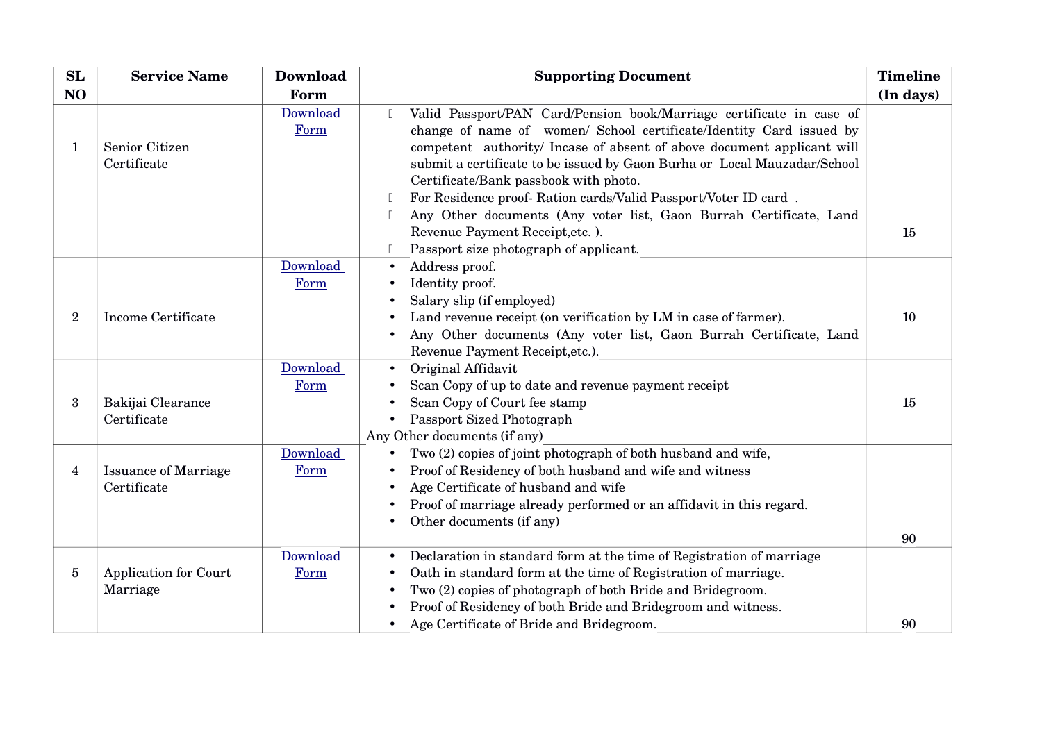| SL NO | Service Name | Download Form | Supporting Document | Timeline (In days) |
|---|---|---|---|---|
| 1 | Senior Citizen Certificate | Download Form | • Valid Passport/PAN Card/Pension book/Marriage certificate in case of change of name of women/ School certificate/Identity Card issued by competent authority/ Incase of absent of above document applicant will submit a certificate to be issued by Gaon Burha or Local Mauzadar/School Certificate/Bank passbook with photo.<br>• For Residence proof- Ration cards/Valid Passport/Voter ID card .<br>• Any Other documents (Any voter list, Gaon Burrah Certificate, Land Revenue Payment Receipt,etc. ).<br>• Passport size photograph of applicant. | 15 |
| 2 | Income Certificate | Download Form | • Address proof.<br>• Identity proof.<br>• Salary slip (if employed)<br>• Land revenue receipt (on verification by LM in case of farmer).<br>• Any Other documents (Any voter list, Gaon Burrah Certificate, Land Revenue Payment Receipt,etc.). | 10 |
| 3 | Bakijai Clearance Certificate | Download Form | • Original Affidavit<br>• Scan Copy of up to date and revenue payment receipt<br>• Scan Copy of Court fee stamp<br>• Passport Sized Photograph<br>Any Other documents (if any) | 15 |
| 4 | Issuance of Marriage Certificate | Download Form | • Two (2) copies of joint photograph of both husband and wife,<br>• Proof of Residency of both husband and wife and witness<br>• Age Certificate of husband and wife<br>• Proof of marriage already performed or an affidavit in this regard.<br>• Other documents (if any) | 90 |
| 5 | Application for Court Marriage | Download Form | • Declaration in standard form at the time of Registration of marriage<br>• Oath in standard form at the time of Registration of marriage.<br>• Two (2) copies of photograph of both Bride and Bridegroom.<br>• Proof of Residency of both Bride and Bridegroom and witness.<br>• Age Certificate of Bride and Bridegroom. | 90 |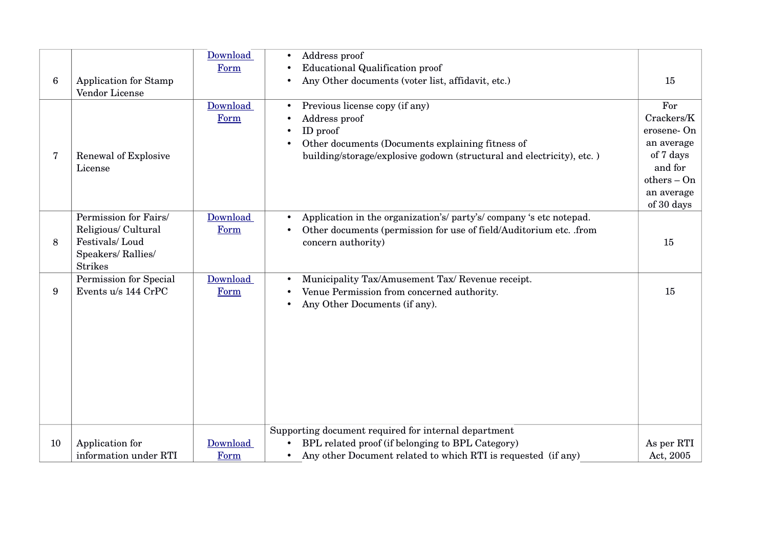| | | | | |
|---|---|---|---|---|
| 6 | Application for Stamp Vendor License | Download Form | • Address proof<br>• Educational Qualification proof<br>• Any Other documents (voter list, affidavit, etc.) | 15 |
| 7 | Renewal of Explosive License | Download Form | • Previous license copy (if any)<br>• Address proof<br>• ID proof<br>• Other documents (Documents explaining fitness of building/storage/explosive godown (structural and electricity), etc. ) | For Crackers/Kerosene- On an average of 7 days and for others – On an average of 30 days |
| 8 | Permission for Fairs/ Religious/ Cultural Festivals/ Loud Speakers/ Rallies/ Strikes | Download Form | • Application in the organization's/ party's/ company 's etc notepad.<br>• Other documents (permission for use of field/Auditorium etc. .from concern authority) | 15 |
| 9 | Permission for Special Events u/s 144 CrPC | Download Form | • Municipality Tax/Amusement Tax/ Revenue receipt.<br>• Venue Permission from concerned authority.<br>• Any Other Documents (if any). | 15 |
| 10 | Application for information under RTI | Download Form | Supporting document required for internal department<br>• BPL related proof (if belonging to BPL Category)<br>• Any other Document related to which RTI is requested (if any) | As per RTI Act, 2005 |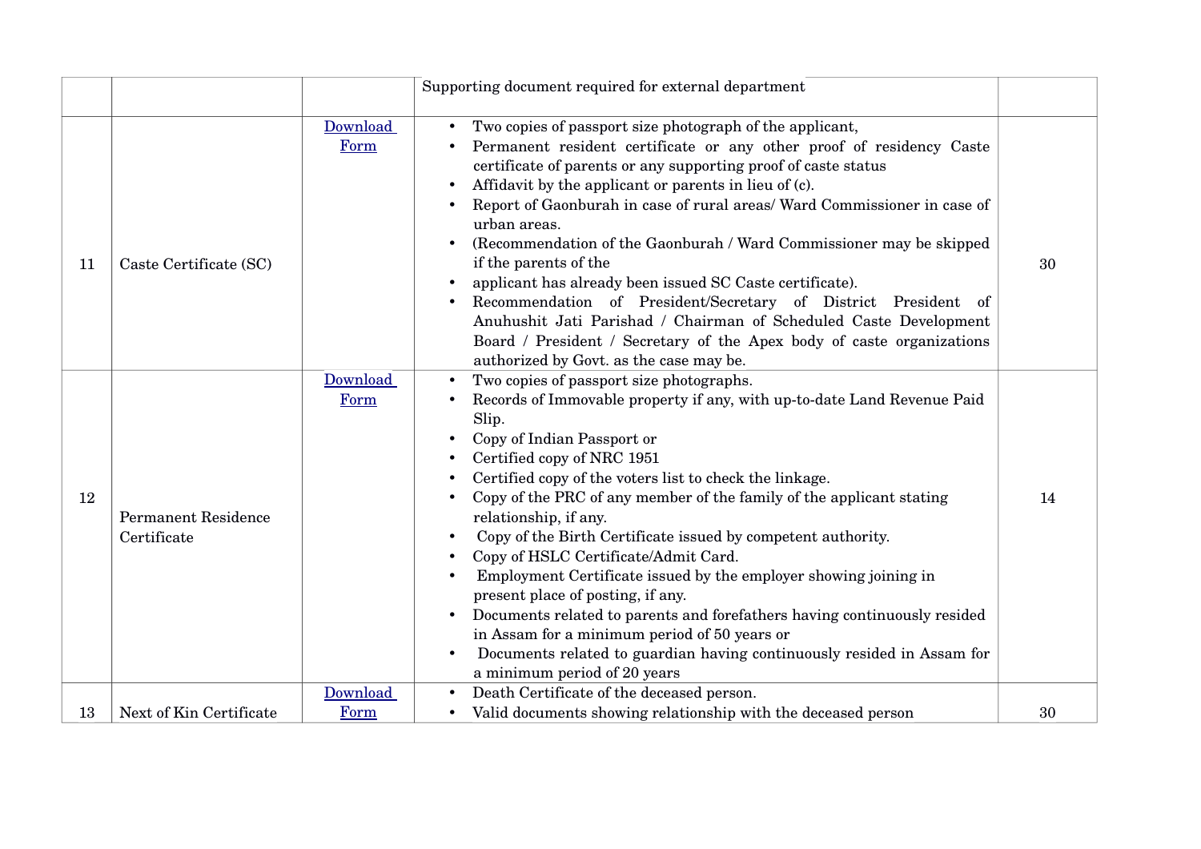| | | | | |
|---|---|---|---|---|
| | | | Supporting document required for external department | |
| 11 | Caste Certificate (SC) | Download Form | • Two copies of passport size photograph of the applicant,<br>• Permanent resident certificate or any other proof of residency Caste certificate of parents or any supporting proof of caste status<br>• Affidavit by the applicant or parents in lieu of (c).<br>• Report of Gaonburah in case of rural areas/ Ward Commissioner in case of urban areas.<br>• (Recommendation of the Gaonburah / Ward Commissioner may be skipped if the parents of the<br>• applicant has already been issued SC Caste certificate).<br>• Recommendation of President/Secretary of District President of Anuhushit Jati Parishad / Chairman of Scheduled Caste Development Board / President / Secretary of the Apex body of caste organizations authorized by Govt. as the case may be. | 30 |
| 12 | Permanent Residence Certificate | Download Form | • Two copies of passport size photographs.<br>• Records of Immovable property if any, with up-to-date Land Revenue Paid Slip.<br>• Copy of Indian Passport or<br>• Certified copy of NRC 1951<br>• Certified copy of the voters list to check the linkage.<br>• Copy of the PRC of any member of the family of the applicant stating relationship, if any.<br>• Copy of the Birth Certificate issued by competent authority.<br>• Copy of HSLC Certificate/Admit Card.<br>• Employment Certificate issued by the employer showing joining in present place of posting, if any.<br>• Documents related to parents and forefathers having continuously resided in Assam for a minimum period of 50 years or<br>• Documents related to guardian having continuously resided in Assam for a minimum period of 20 years | 14 |
| 13 | Next of Kin Certificate | Download Form | • Death Certificate of the deceased person.<br>• Valid documents showing relationship with the deceased person | 30 |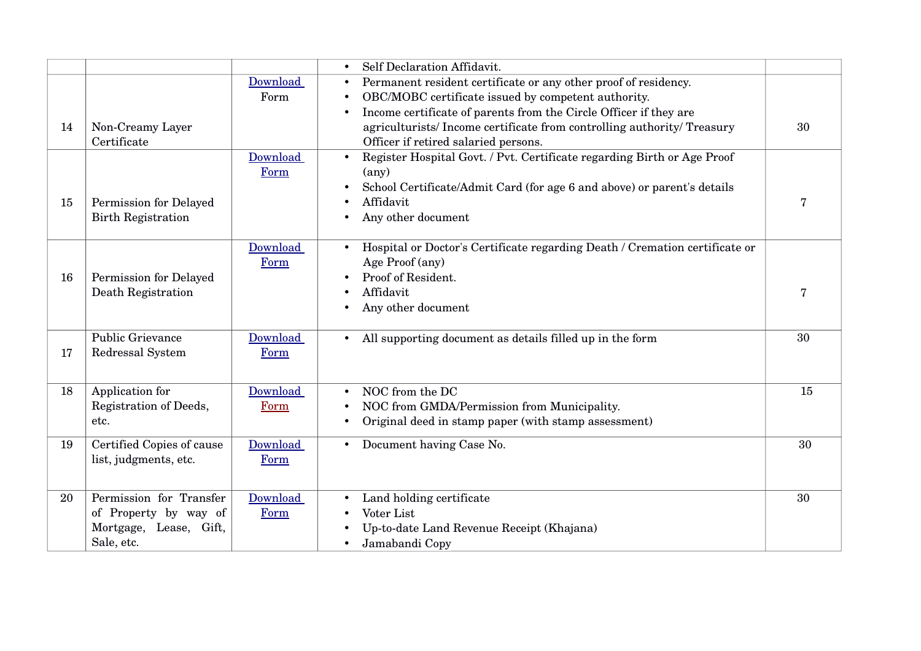| | | | | |
|---|---|---|---|---|
| | | | • Self Declaration Affidavit. | |
| 14 | Non-Creamy Layer Certificate | Download Form | • Permanent resident certificate or any other proof of residency.<br>• OBC/MOBC certificate issued by competent authority.<br>• Income certificate of parents from the Circle Officer if they are agriculturists/ Income certificate from controlling authority/ Treasury Officer if retired salaried persons. | 30 |
| 15 | Permission for Delayed Birth Registration | Download Form | • Register Hospital Govt. / Pvt. Certificate regarding Birth or Age Proof (any)<br>• School Certificate/Admit Card (for age 6 and above) or parent's details<br>• Affidavit<br>• Any other document | 7 |
| 16 | Permission for Delayed Death Registration | Download Form | • Hospital or Doctor's Certificate regarding Death / Cremation certificate or Age Proof (any)<br>• Proof of Resident.<br>• Affidavit<br>• Any other document | 7 |
| 17 | Public Grievance Redressal System | Download Form | • All supporting document as details filled up in the form | 30 |
| 18 | Application for Registration of Deeds, etc. | Download Form | • NOC from the DC<br>• NOC from GMDA/Permission from Municipality.<br>• Original deed in stamp paper (with stamp assessment) | 15 |
| 19 | Certified Copies of cause list, judgments, etc. | Download Form | • Document having Case No. | 30 |
| 20 | Permission for Transfer of Property by way of Mortgage, Lease, Gift, Sale, etc. | Download Form | • Land holding certificate<br>• Voter List<br>• Up-to-date Land Revenue Receipt (Khajana)<br>• Jamabandi Copy | 30 |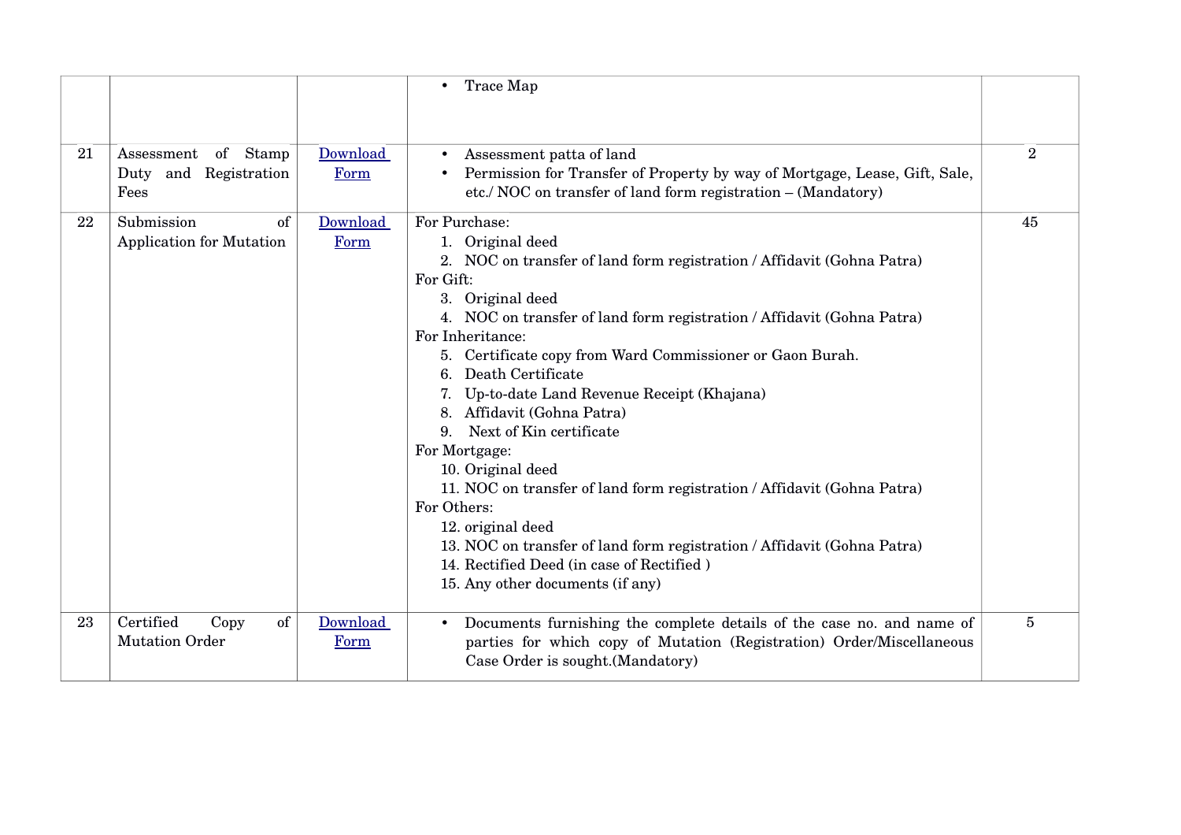| | | | | |
|---|---|---|---|---|
| | | | • Trace Map | |
| 21 | Assessment of Stamp Duty and Registration Fees | Download Form | • Assessment patta of land<br>• Permission for Transfer of Property by way of Mortgage, Lease, Gift, Sale, etc./ NOC on transfer of land form registration – (Mandatory) | 2 |
| 22 | Submission of Application for Mutation | Download Form | For Purchase:<br>1. Original deed<br>2. NOC on transfer of land form registration / Affidavit (Gohna Patra)<br>For Gift:<br>3. Original deed<br>4. NOC on transfer of land form registration / Affidavit (Gohna Patra)<br>For Inheritance:<br>5. Certificate copy from Ward Commissioner or Gaon Burah.<br>6. Death Certificate<br>7. Up-to-date Land Revenue Receipt (Khajana)<br>8. Affidavit (Gohna Patra)<br>9. Next of Kin certificate<br>For Mortgage:<br>10. Original deed<br>11. NOC on transfer of land form registration / Affidavit (Gohna Patra)<br>For Others:<br>12. original deed<br>13. NOC on transfer of land form registration / Affidavit (Gohna Patra)<br>14. Rectified Deed (in case of Rectified )<br>15. Any other documents (if any) | 45 |
| 23 | Certified Copy of Mutation Order | Download Form | • Documents furnishing the complete details of the case no. and name of parties for which copy of Mutation (Registration) Order/Miscellaneous Case Order is sought.(Mandatory) | 5 |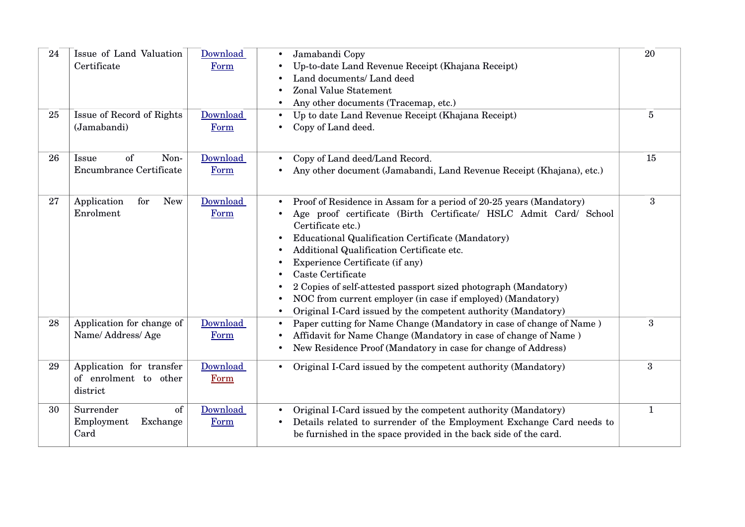| 24 | Issue of Land Valuation Certificate | Download Form | • Jamabandi Copy<br>• Up-to-date Land Revenue Receipt (Khajana Receipt)<br>• Land documents/ Land deed<br>• Zonal Value Statement<br>• Any other documents (Tracemap, etc.) | 20 |
|---|---|---|---|---|
| 25 | Issue of Record of Rights (Jamabandi) | Download Form | • Up to date Land Revenue Receipt (Khajana Receipt)<br>• Copy of Land deed. | 5 |
| 26 | Issue of Non-Encumbrance Certificate | Download Form | • Copy of Land deed/Land Record.<br>• Any other document (Jamabandi, Land Revenue Receipt (Khajana), etc.) | 15 |
| 27 | Application for New Enrolment | Download Form | • Proof of Residence in Assam for a period of 20-25 years (Mandatory)<br>• Age proof certificate (Birth Certificate/ HSLC Admit Card/ School Certificate etc.)<br>• Educational Qualification Certificate (Mandatory)<br>• Additional Qualification Certificate etc.<br>• Experience Certificate (if any)<br>• Caste Certificate<br>• 2 Copies of self-attested passport sized photograph (Mandatory)<br>• NOC from current employer (in case if employed) (Mandatory)<br>• Original I-Card issued by the competent authority (Mandatory) | 3 |
| 28 | Application for change of Name/ Address/ Age | Download Form | • Paper cutting for Name Change (Mandatory in case of change of Name )<br>• Affidavit for Name Change (Mandatory in case of change of Name )<br>• New Residence Proof (Mandatory in case for change of Address) | 3 |
| 29 | Application for transfer of enrolment to other district | Download Form | • Original I-Card issued by the competent authority (Mandatory) | 3 |
| 30 | Surrender of Employment Exchange Card | Download Form | • Original I-Card issued by the competent authority (Mandatory)<br>• Details related to surrender of the Employment Exchange Card needs to be furnished in the space provided in the back side of the card. | 1 |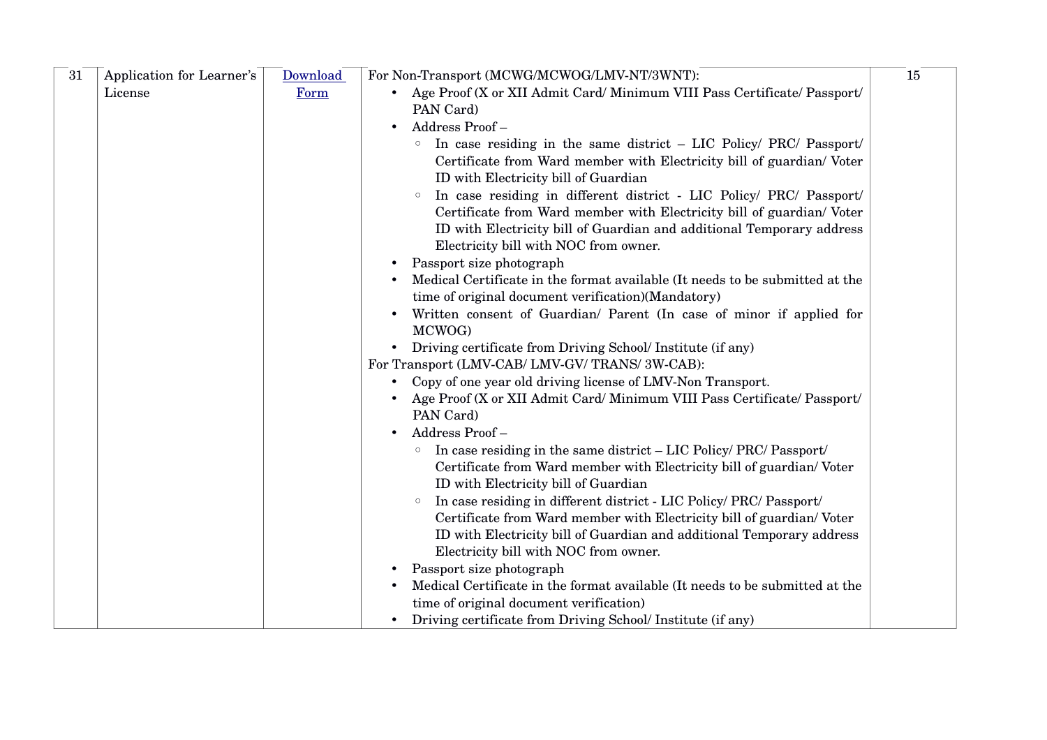| | | | | |
|---|---|---|---|---|
| 31 | Application for Learner's License | Download Form | For Non-Transport (MCWG/MCWOG/LMV-NT/3WNT):<br>• Age Proof (X or XII Admit Card/ Minimum VIII Pass Certificate/ Passport/ PAN Card)<br>• Address Proof –<br>&nbsp;&nbsp;◦ In case residing in the same district – LIC Policy/ PRC/ Passport/ Certificate from Ward member with Electricity bill of guardian/ Voter ID with Electricity bill of Guardian<br>&nbsp;&nbsp;◦ In case residing in different district - LIC Policy/ PRC/ Passport/ Certificate from Ward member with Electricity bill of guardian/ Voter ID with Electricity bill of Guardian and additional Temporary address Electricity bill with NOC from owner.<br>• Passport size photograph<br>• Medical Certificate in the format available (It needs to be submitted at the time of original document verification)(Mandatory)<br>• Written consent of Guardian/ Parent (In case of minor if applied for MCWOG)<br>• Driving certificate from Driving School/ Institute (if any)<br>For Transport (LMV-CAB/ LMV-GV/ TRANS/ 3W-CAB):<br>• Copy of one year old driving license of LMV-Non Transport.<br>• Age Proof (X or XII Admit Card/ Minimum VIII Pass Certificate/ Passport/ PAN Card)<br>• Address Proof –<br>&nbsp;&nbsp;◦ In case residing in the same district – LIC Policy/ PRC/ Passport/ Certificate from Ward member with Electricity bill of guardian/ Voter ID with Electricity bill of Guardian<br>&nbsp;&nbsp;◦ In case residing in different district - LIC Policy/ PRC/ Passport/ Certificate from Ward member with Electricity bill of guardian/ Voter ID with Electricity bill of Guardian and additional Temporary address Electricity bill with NOC from owner.<br>• Passport size photograph<br>• Medical Certificate in the format available (It needs to be submitted at the time of original document verification)<br>• Driving certificate from Driving School/ Institute (if any) | 15 |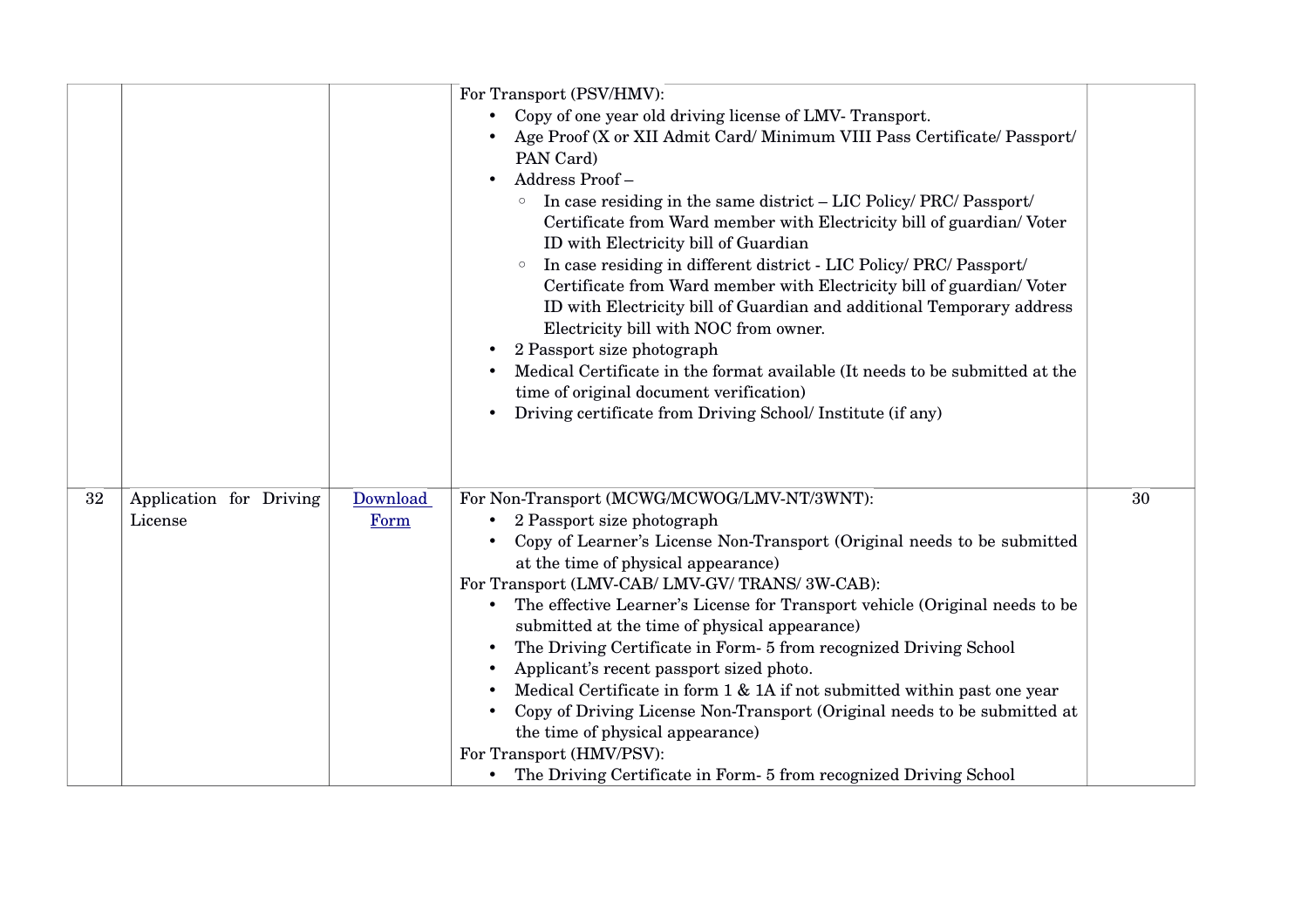| | | | | |
|---|---|---|---|---|
| | | | For Transport (PSV/HMV):<br>• Copy of one year old driving license of LMV- Transport.<br>• Age Proof (X or XII Admit Card/ Minimum VIII Pass Certificate/ Passport/ PAN Card)<br>• Address Proof –<br>  ◦ In case residing in the same district – LIC Policy/ PRC/ Passport/ Certificate from Ward member with Electricity bill of guardian/ Voter ID with Electricity bill of Guardian<br>  ◦ In case residing in different district - LIC Policy/ PRC/ Passport/ Certificate from Ward member with Electricity bill of guardian/ Voter ID with Electricity bill of Guardian and additional Temporary address Electricity bill with NOC from owner.<br>• 2 Passport size photograph<br>• Medical Certificate in the format available (It needs to be submitted at the time of original document verification)<br>• Driving certificate from Driving School/ Institute (if any) | |
| 32 | Application for Driving License | [Download Form]() | For Non-Transport (MCWG/MCWOG/LMV-NT/3WNT):<br>• 2 Passport size photograph<br>• Copy of Learner's License Non-Transport (Original needs to be submitted at the time of physical appearance)<br>For Transport (LMV-CAB/ LMV-GV/ TRANS/ 3W-CAB):<br>• The effective Learner's License for Transport vehicle (Original needs to be submitted at the time of physical appearance)<br>• The Driving Certificate in Form- 5 from recognized Driving School<br>• Applicant's recent passport sized photo.<br>• Medical Certificate in form 1 & 1A if not submitted within past one year<br>• Copy of Driving License Non-Transport (Original needs to be submitted at the time of physical appearance)<br>For Transport (HMV/PSV):<br>• The Driving Certificate in Form- 5 from recognized Driving School | 30 |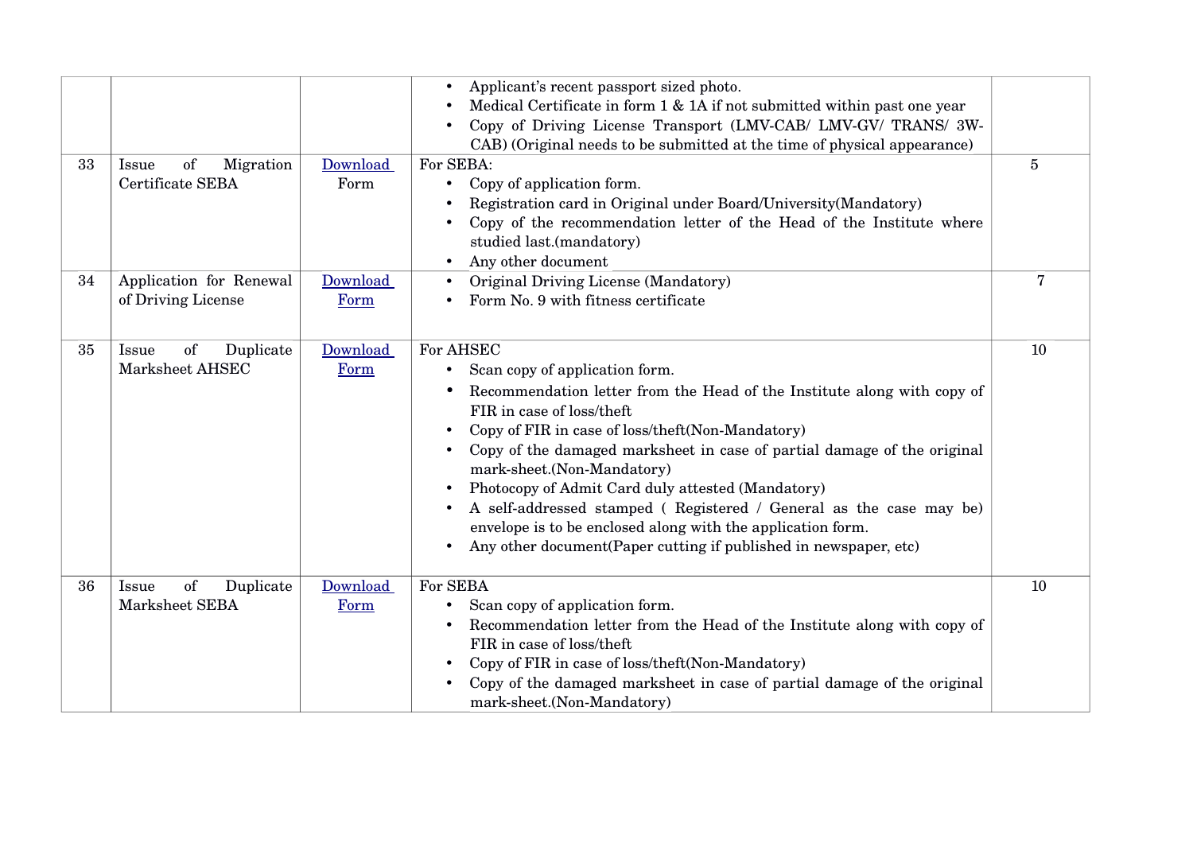| | | | | |
|---|---|---|---|---|
| | | | • Applicant's recent passport sized photo.<br>• Medical Certificate in form 1 & 1A if not submitted within past one year<br>• Copy of Driving License Transport (LMV-CAB/ LMV-GV/ TRANS/ 3W-CAB) (Original needs to be submitted at the time of physical appearance) | |
| 33 | Issue of Migration Certificate SEBA | Download Form | For SEBA:<br>• Copy of application form.<br>• Registration card in Original under Board/University(Mandatory)<br>• Copy of the recommendation letter of the Head of the Institute where studied last.(mandatory)<br>• Any other document | 5 |
| 34 | Application for Renewal of Driving License | Download Form | • Original Driving License (Mandatory)<br>• Form No. 9 with fitness certificate | 7 |
| 35 | Issue of Duplicate Marksheet AHSEC | Download Form | For AHSEC<br>• Scan copy of application form.<br>• Recommendation letter from the Head of the Institute along with copy of FIR in case of loss/theft<br>• Copy of FIR in case of loss/theft(Non-Mandatory)<br>• Copy of the damaged marksheet in case of partial damage of the original mark-sheet.(Non-Mandatory)<br>• Photocopy of Admit Card duly attested (Mandatory)<br>• A self-addressed stamped ( Registered / General as the case may be) envelope is to be enclosed along with the application form.<br>• Any other document(Paper cutting if published in newspaper, etc) | 10 |
| 36 | Issue of Duplicate Marksheet SEBA | Download Form | For SEBA<br>• Scan copy of application form.<br>• Recommendation letter from the Head of the Institute along with copy of FIR in case of loss/theft<br>• Copy of FIR in case of loss/theft(Non-Mandatory)<br>• Copy of the damaged marksheet in case of partial damage of the original mark-sheet.(Non-Mandatory) | 10 |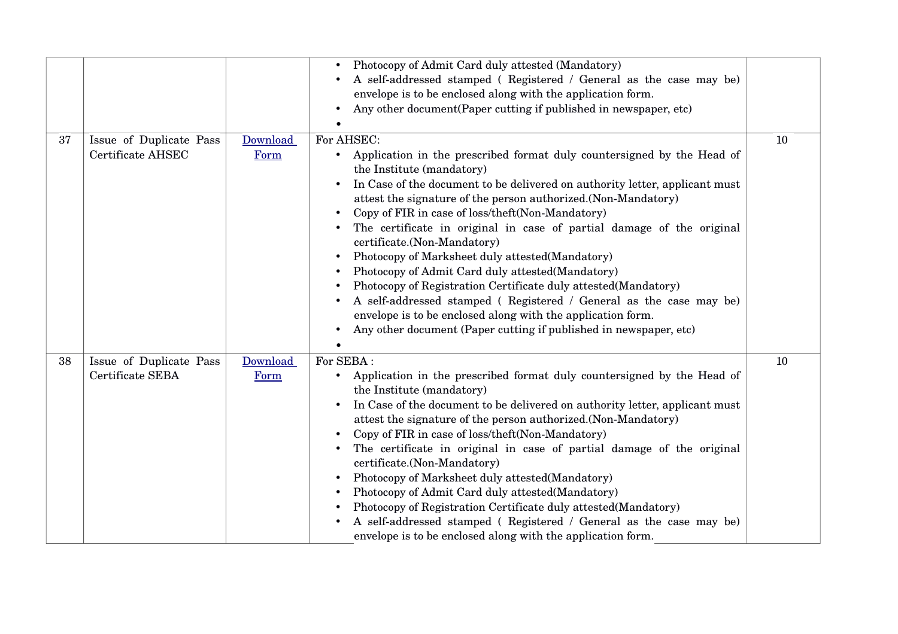| | | | | |
|---|---|---|---|---|
| | | | • Photocopy of Admit Card duly attested (Mandatory)<br>• A self-addressed stamped ( Registered / General as the case may be) envelope is to be enclosed along with the application form.<br>• Any other document(Paper cutting if published in newspaper, etc)<br>• | |
| 37 | Issue of Duplicate Pass Certificate AHSEC | Download Form | For AHSEC:<br>• Application in the prescribed format duly countersigned by the Head of the Institute (mandatory)<br>• In Case of the document to be delivered on authority letter, applicant must attest the signature of the person authorized.(Non-Mandatory)<br>• Copy of FIR in case of loss/theft(Non-Mandatory)<br>• The certificate in original in case of partial damage of the original certificate.(Non-Mandatory)<br>• Photocopy of Marksheet duly attested(Mandatory)<br>• Photocopy of Admit Card duly attested(Mandatory)<br>• Photocopy of Registration Certificate duly attested(Mandatory)<br>• A self-addressed stamped ( Registered / General as the case may be) envelope is to be enclosed along with the application form.<br>• Any other document (Paper cutting if published in newspaper, etc)<br>• | 10 |
| 38 | Issue of Duplicate Pass Certificate SEBA | Download Form | For SEBA :<br>• Application in the prescribed format duly countersigned by the Head of the Institute (mandatory)<br>• In Case of the document to be delivered on authority letter, applicant must attest the signature of the person authorized.(Non-Mandatory)<br>• Copy of FIR in case of loss/theft(Non-Mandatory)<br>• The certificate in original in case of partial damage of the original certificate.(Non-Mandatory)<br>• Photocopy of Marksheet duly attested(Mandatory)<br>• Photocopy of Admit Card duly attested(Mandatory)<br>• Photocopy of Registration Certificate duly attested(Mandatory)<br>• A self-addressed stamped ( Registered / General as the case may be) envelope is to be enclosed along with the application form. | 10 |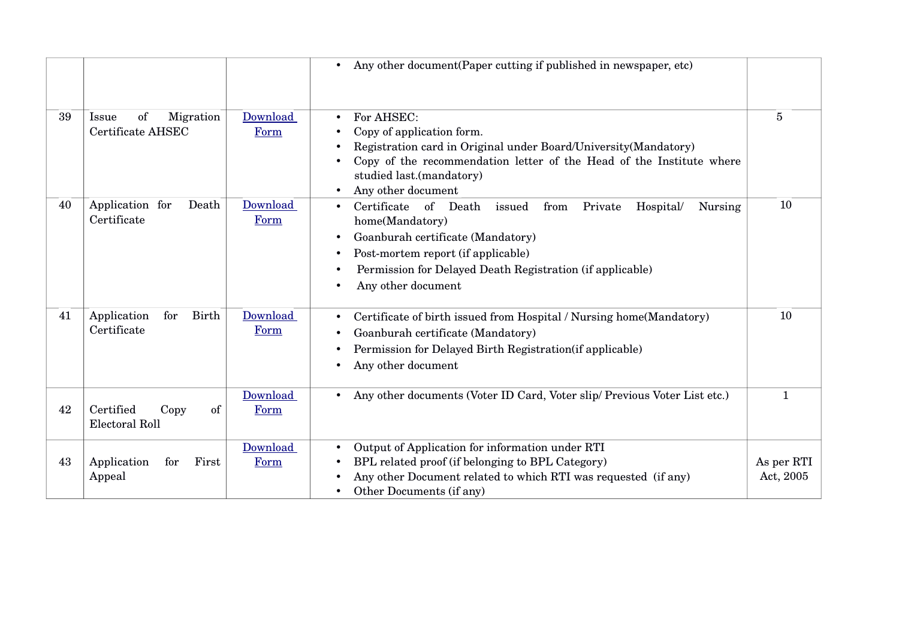| | | | | |
|---|---|---|---|---|
| | | | • Any other document(Paper cutting if published in newspaper, etc) | |
| 39 | Issue of Migration Certificate AHSEC | Download Form | • For AHSEC:<br>• Copy of application form.<br>• Registration card in Original under Board/University(Mandatory)<br>• Copy of the recommendation letter of the Head of the Institute where studied last.(mandatory)<br>• Any other document | 5 |
| 40 | Application for Death Certificate | Download Form | • Certificate of Death issued from Private Hospital/ Nursing home(Mandatory)<br>• Goanburah certificate (Mandatory)<br>• Post-mortem report (if applicable)<br>• Permission for Delayed Death Registration (if applicable)<br>• Any other document | 10 |
| 41 | Application for Birth Certificate | Download Form | • Certificate of birth issued from Hospital / Nursing home(Mandatory)<br>• Goanburah certificate (Mandatory)<br>• Permission for Delayed Birth Registration(if applicable)<br>• Any other document | 10 |
| 42 | Certified Copy of Electoral Roll | Download Form | • Any other documents (Voter ID Card, Voter slip/ Previous Voter List etc.) | 1 |
| 43 | Application for First Appeal | Download Form | • Output of Application for information under RTI<br>• BPL related proof (if belonging to BPL Category)<br>• Any other Document related to which RTI was requested (if any)<br>• Other Documents (if any) | As per RTI Act, 2005 |